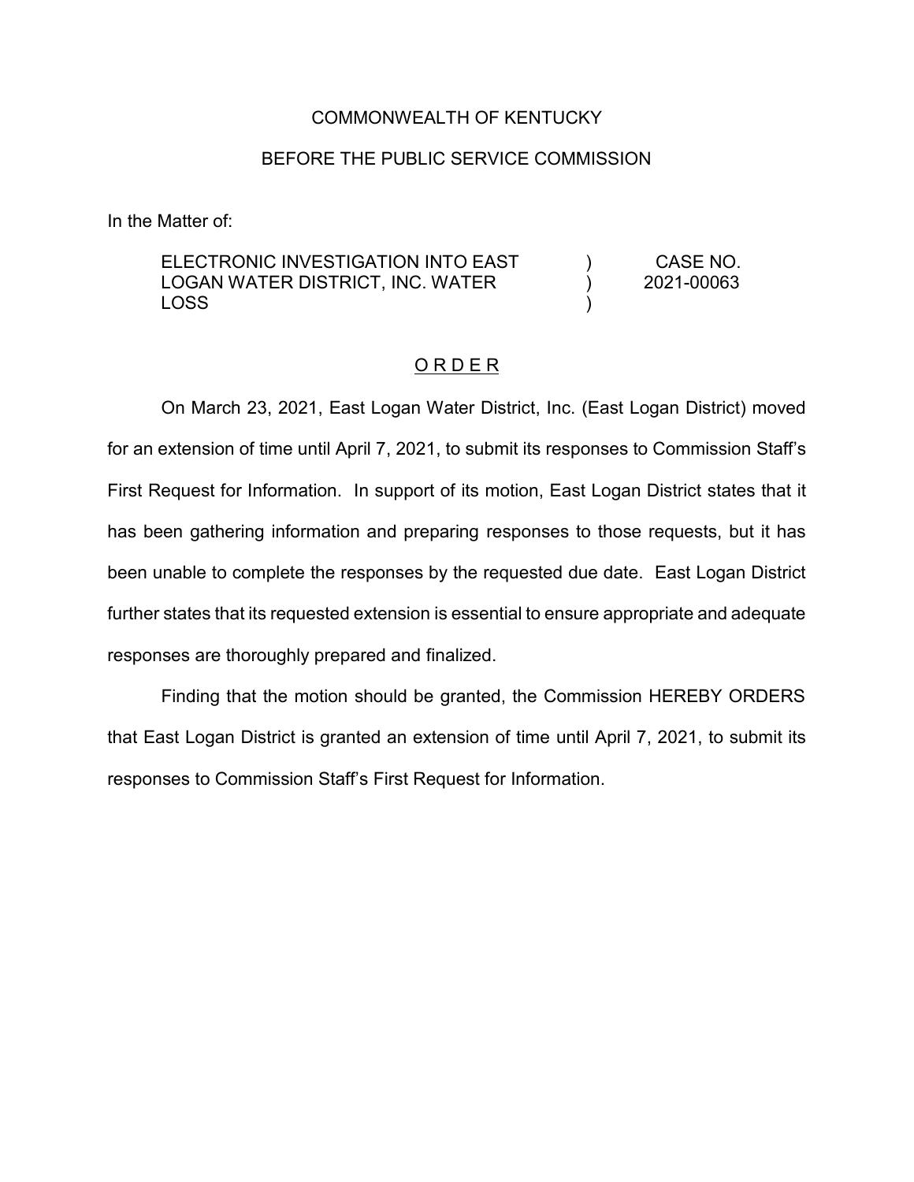COMMONWEALTH OF KENTUCKY

BEFORE THE PUBLIC SERVICE COMMISSION

In the Matter of:

| | | |
|---|---|---|
| ELECTRONIC INVESTIGATION INTO EAST LOGAN WATER DISTRICT, INC. WATER LOSS | ) ) ) | CASE NO. 2021-00063 |

O R D E R

On March 23, 2021, East Logan Water District, Inc. (East Logan District) moved for an extension of time until April 7, 2021, to submit its responses to Commission Staff's First Request for Information. In support of its motion, East Logan District states that it has been gathering information and preparing responses to those requests, but it has been unable to complete the responses by the requested due date. East Logan District further states that its requested extension is essential to ensure appropriate and adequate responses are thoroughly prepared and finalized.

Finding that the motion should be granted, the Commission HEREBY ORDERS that East Logan District is granted an extension of time until April 7, 2021, to submit its responses to Commission Staff's First Request for Information.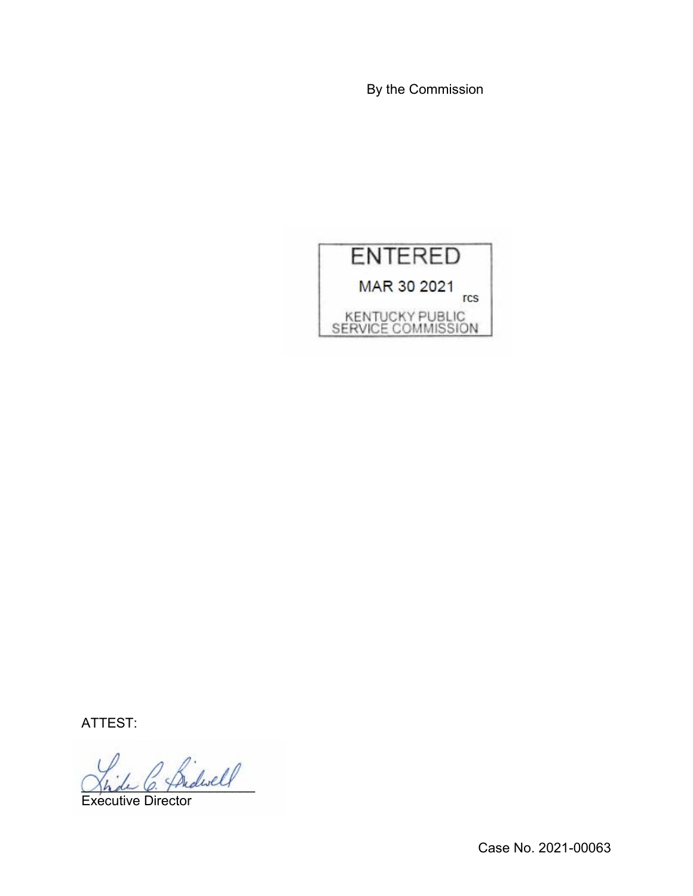By the Commission

ENTERED

MAR 30 2021

rcs

KENTUCKY PUBLIC SERVICE COMMISSION

ATTEST:

Executive Director

Case No. 2021-00063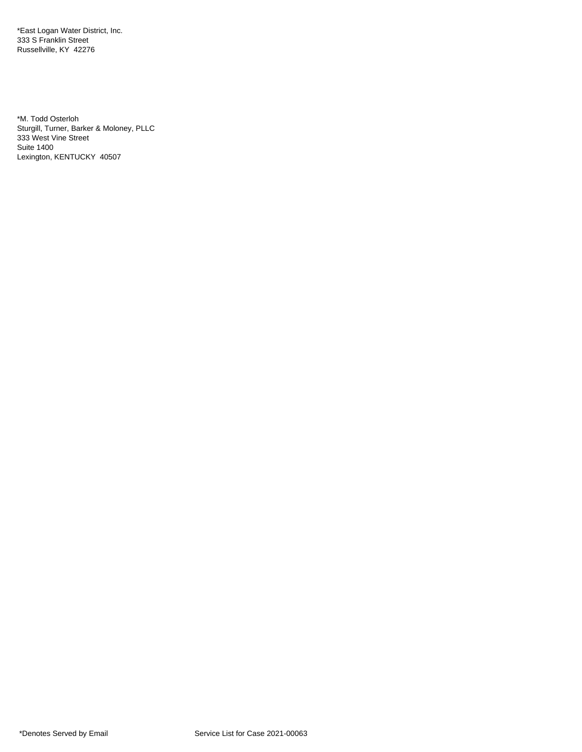*East Logan Water District, Inc.
333 S Franklin Street
Russellville, KY 42276

*M. Todd Osterloh
Sturgill, Turner, Barker & Moloney, PLLC
333 West Vine Street
Suite 1400
Lexington, KENTUCKY 40507

*Denotes Served by Email

Service List for Case 2021-00063